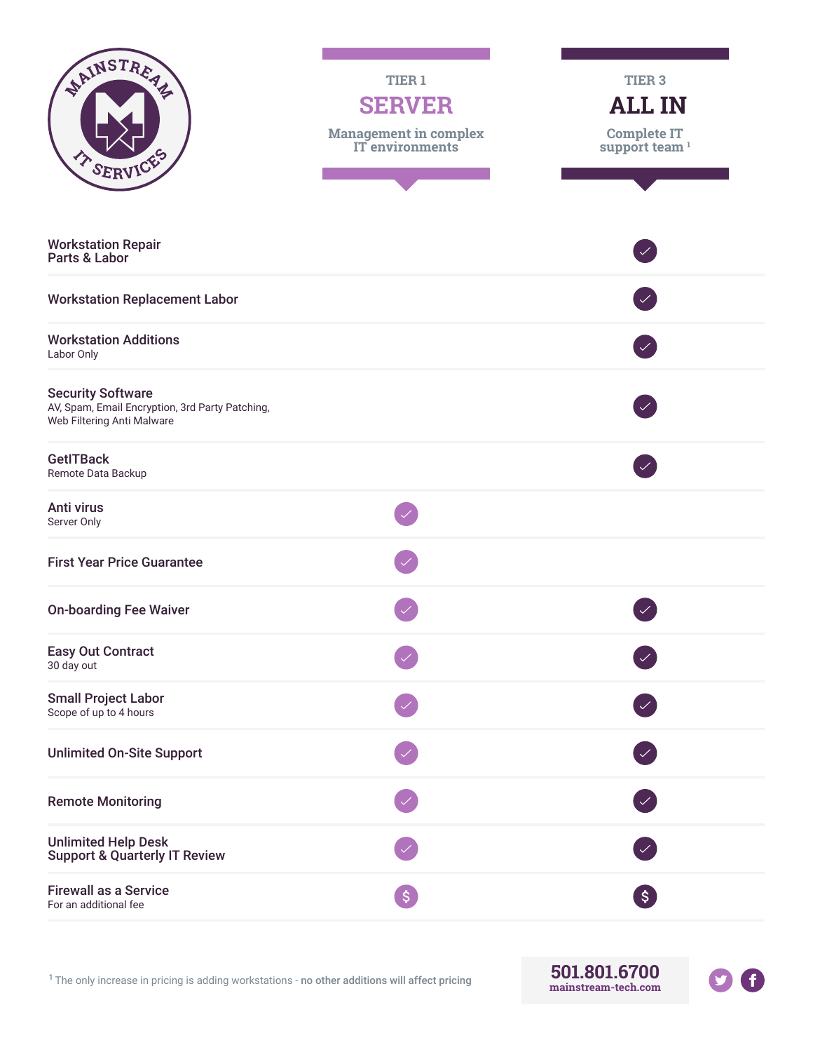MAINSTREAM IT SERVICES

| | TIER 1 **SERVER** Management in complex IT environments | TIER 3 **ALL IN** Complete IT support team [1] |
|---|---|---|
| **Workstation Repair Parts & Labor** | | ✓ |
| **Workstation Replacement Labor** | | ✓ |
| **Workstation Additions** Labor Only | | ✓ |
| **Security Software** AV, Spam, Email Encryption, 3rd Party Patching, Web Filtering Anti Malware | | ✓ |
| **GetITBack** Remote Data Backup | | ✓ |
| **Anti virus** Server Only | ✓ | |
| **First Year Price Guarantee** | ✓ | |
| **On-boarding Fee Waiver** | ✓ | ✓ |
| **Easy Out Contract** 30 day out | ✓ | ✓ |
| **Small Project Labor** Scope of up to 4 hours | ✓ | ✓ |
| **Unlimited On-Site Support** | ✓ | ✓ |
| **Remote Monitoring** | ✓ | ✓ |
| **Unlimited Help Desk Support & Quarterly IT Review** | ✓ | ✓ |
| **Firewall as a Service** For an additional fee | $ | $ |

[1] The only increase in pricing is adding workstations - **no other additions will affect pricing**

**501.801.6700**
mainstream-tech.com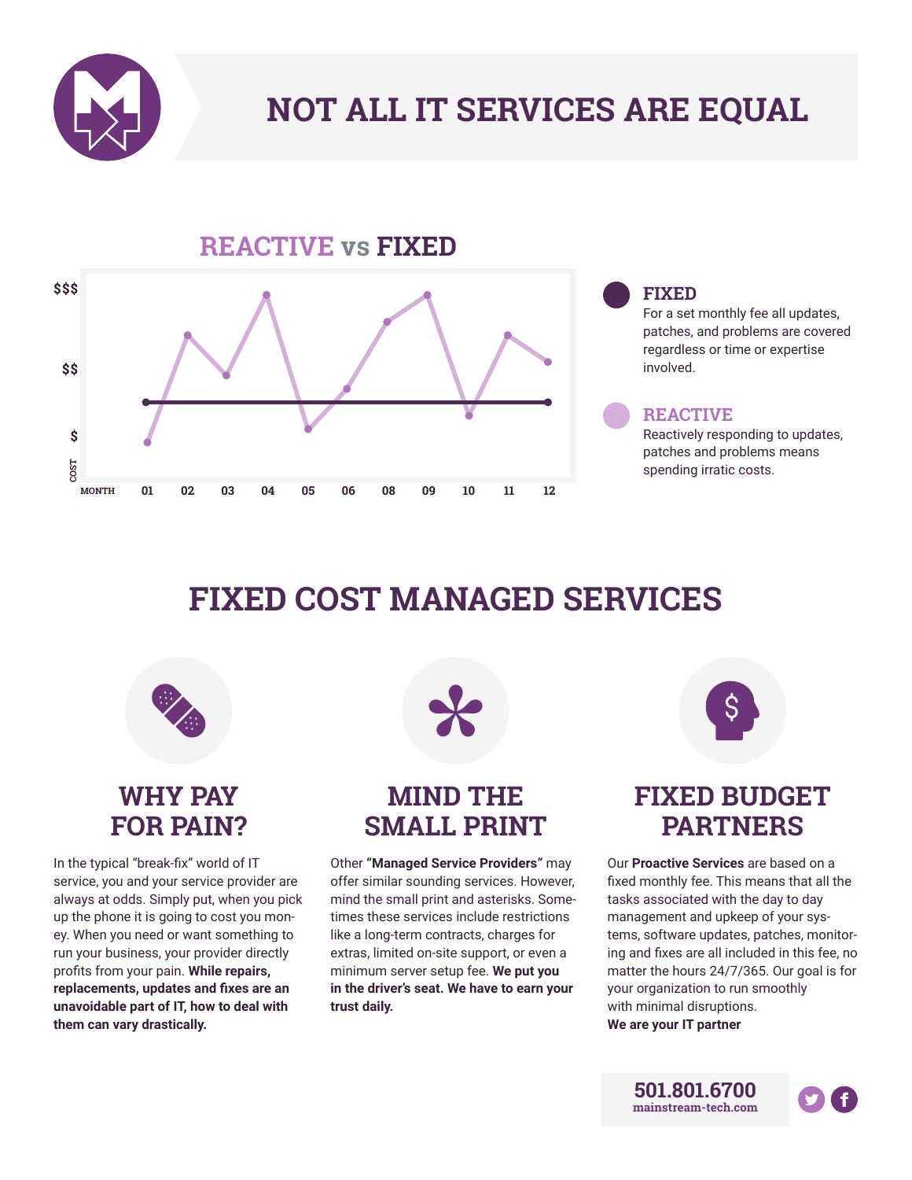# NOT ALL IT SERVICES ARE EQUAL

## REACTIVE vs FIXED

$$$

$$

$

COST

MONTH 01 02 03 04 05 06 08 09 10 11 12

**FIXED**
For a set monthly fee all updates, patches, and problems are covered regardless or time or expertise involved.

**REACTIVE**
Reactively responding to updates, patches and problems means spending irratic costs.

# FIXED COST MANAGED SERVICES

### WHY PAY FOR PAIN?

In the typical "break-fix" world of IT service, you and your service provider are always at odds. Simply put, when you pick up the phone it is going to cost you money. When you need or want something to run your business, your provider directly profits from your pain. **While repairs, replacements, updates and fixes are an unavoidable part of IT, how to deal with them can vary drastically.**

### MIND THE SMALL PRINT

Other **"Managed Service Providers"** may offer similar sounding services. However, mind the small print and asterisks. Sometimes these services include restrictions like a long-term contracts, charges for extras, limited on-site support, or even a minimum server setup fee. **We put you in the driver's seat. We have to earn your trust daily.**

### FIXED BUDGET PARTNERS

Our **Proactive Services** are based on a fixed monthly fee. This means that all the tasks associated with the day to day management and upkeep of your systems, software updates, patches, monitoring and fixes are all included in this fee, no matter the hours 24/7/365. Our goal is for your organization to run smoothly with minimal disruptions.
**We are your IT partner**

**501.801.6700**
**mainstream-tech.com**